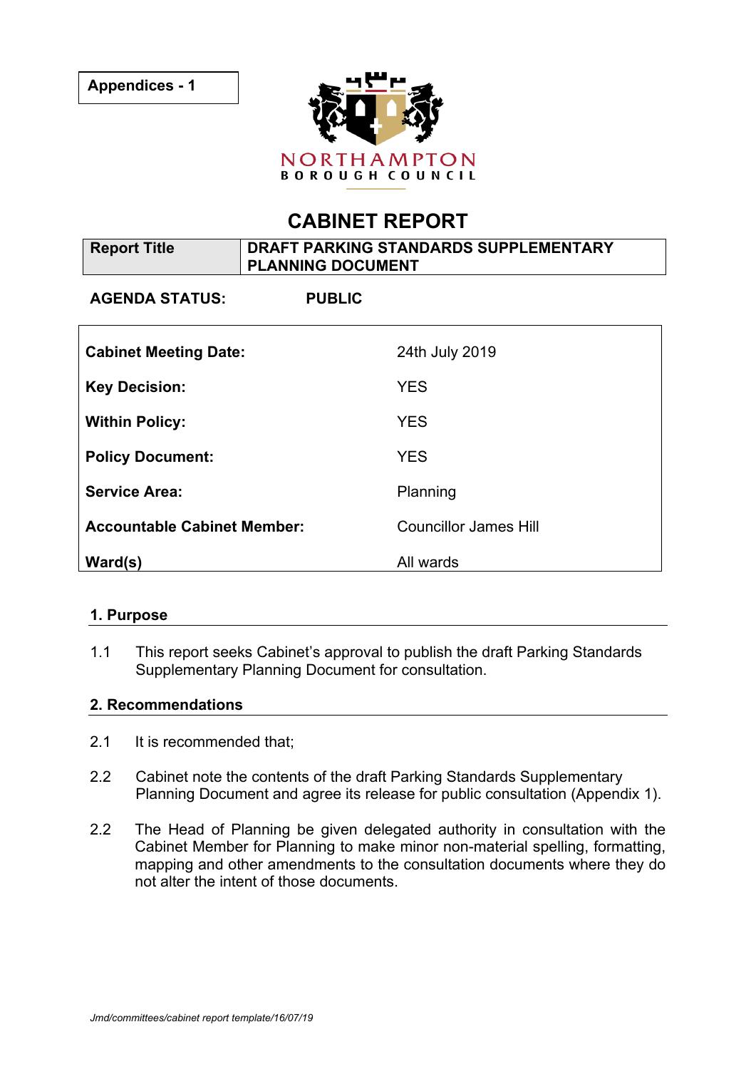**Appendices - 1**

NORTHAMPTON
BOROUGH COUNCIL

# CABINET REPORT

| **Report Title** | **DRAFT PARKING STANDARDS SUPPLEMENTARY PLANNING DOCUMENT** |
|---|---|

**AGENDA STATUS:** **PUBLIC**

| | |
|---|---|
| **Cabinet Meeting Date:** | 24th July 2019 |
| **Key Decision:** | YES |
| **Within Policy:** | YES |
| **Policy Document:** | YES |
| **Service Area:** | Planning |
| **Accountable Cabinet Member:** | Councillor James Hill |
| **Ward(s)** | All wards |

## 1. Purpose

1.1 This report seeks Cabinet's approval to publish the draft Parking Standards Supplementary Planning Document for consultation.

## 2. Recommendations

2.1 It is recommended that;

2.2 Cabinet note the contents of the draft Parking Standards Supplementary Planning Document and agree its release for public consultation (Appendix 1).

2.2 The Head of Planning be given delegated authority in consultation with the Cabinet Member for Planning to make minor non-material spelling, formatting, mapping and other amendments to the consultation documents where they do not alter the intent of those documents.

*Jmd/committees/cabinet report template/16/07/19*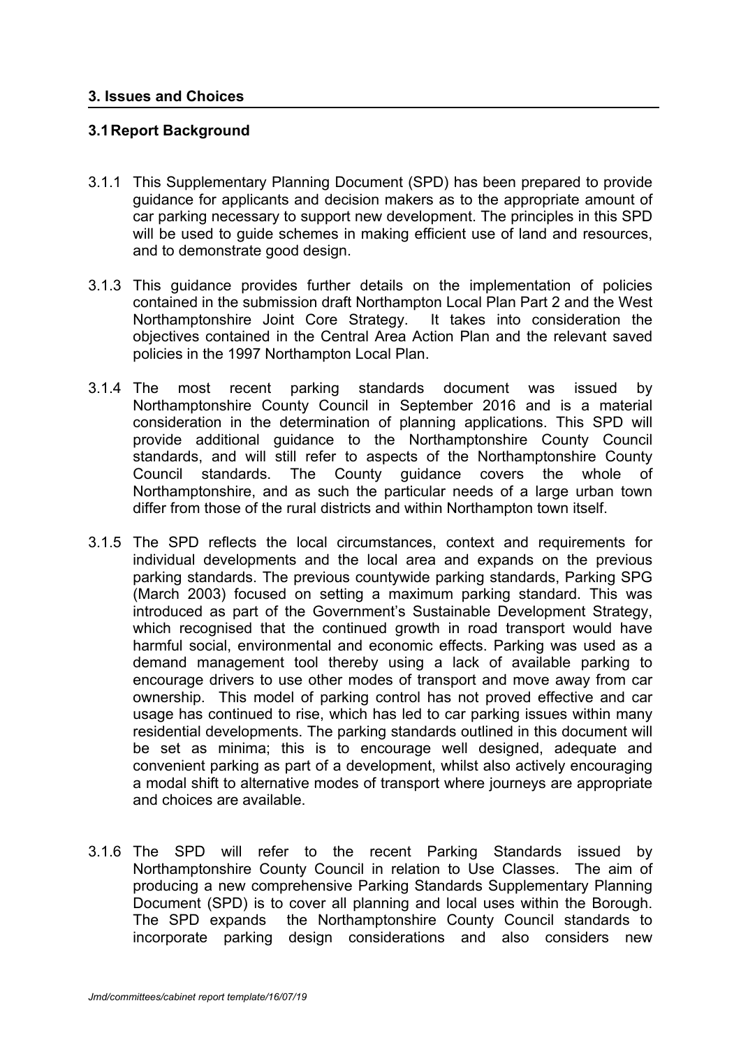## 3. Issues and Choices

### 3.1 Report Background

3.1.1 This Supplementary Planning Document (SPD) has been prepared to provide guidance for applicants and decision makers as to the appropriate amount of car parking necessary to support new development. The principles in this SPD will be used to guide schemes in making efficient use of land and resources, and to demonstrate good design.

3.1.3 This guidance provides further details on the implementation of policies contained in the submission draft Northampton Local Plan Part 2 and the West Northamptonshire Joint Core Strategy. It takes into consideration the objectives contained in the Central Area Action Plan and the relevant saved policies in the 1997 Northampton Local Plan.

3.1.4 The most recent parking standards document was issued by Northamptonshire County Council in September 2016 and is a material consideration in the determination of planning applications. This SPD will provide additional guidance to the Northamptonshire County Council standards, and will still refer to aspects of the Northamptonshire County Council standards. The County guidance covers the whole of Northamptonshire, and as such the particular needs of a large urban town differ from those of the rural districts and within Northampton town itself.

3.1.5 The SPD reflects the local circumstances, context and requirements for individual developments and the local area and expands on the previous parking standards. The previous countywide parking standards, Parking SPG (March 2003) focused on setting a maximum parking standard. This was introduced as part of the Government's Sustainable Development Strategy, which recognised that the continued growth in road transport would have harmful social, environmental and economic effects. Parking was used as a demand management tool thereby using a lack of available parking to encourage drivers to use other modes of transport and move away from car ownership. This model of parking control has not proved effective and car usage has continued to rise, which has led to car parking issues within many residential developments. The parking standards outlined in this document will be set as minima; this is to encourage well designed, adequate and convenient parking as part of a development, whilst also actively encouraging a modal shift to alternative modes of transport where journeys are appropriate and choices are available.

3.1.6 The SPD will refer to the recent Parking Standards issued by Northamptonshire County Council in relation to Use Classes. The aim of producing a new comprehensive Parking Standards Supplementary Planning Document (SPD) is to cover all planning and local uses within the Borough. The SPD expands the Northamptonshire County Council standards to incorporate parking design considerations and also considers new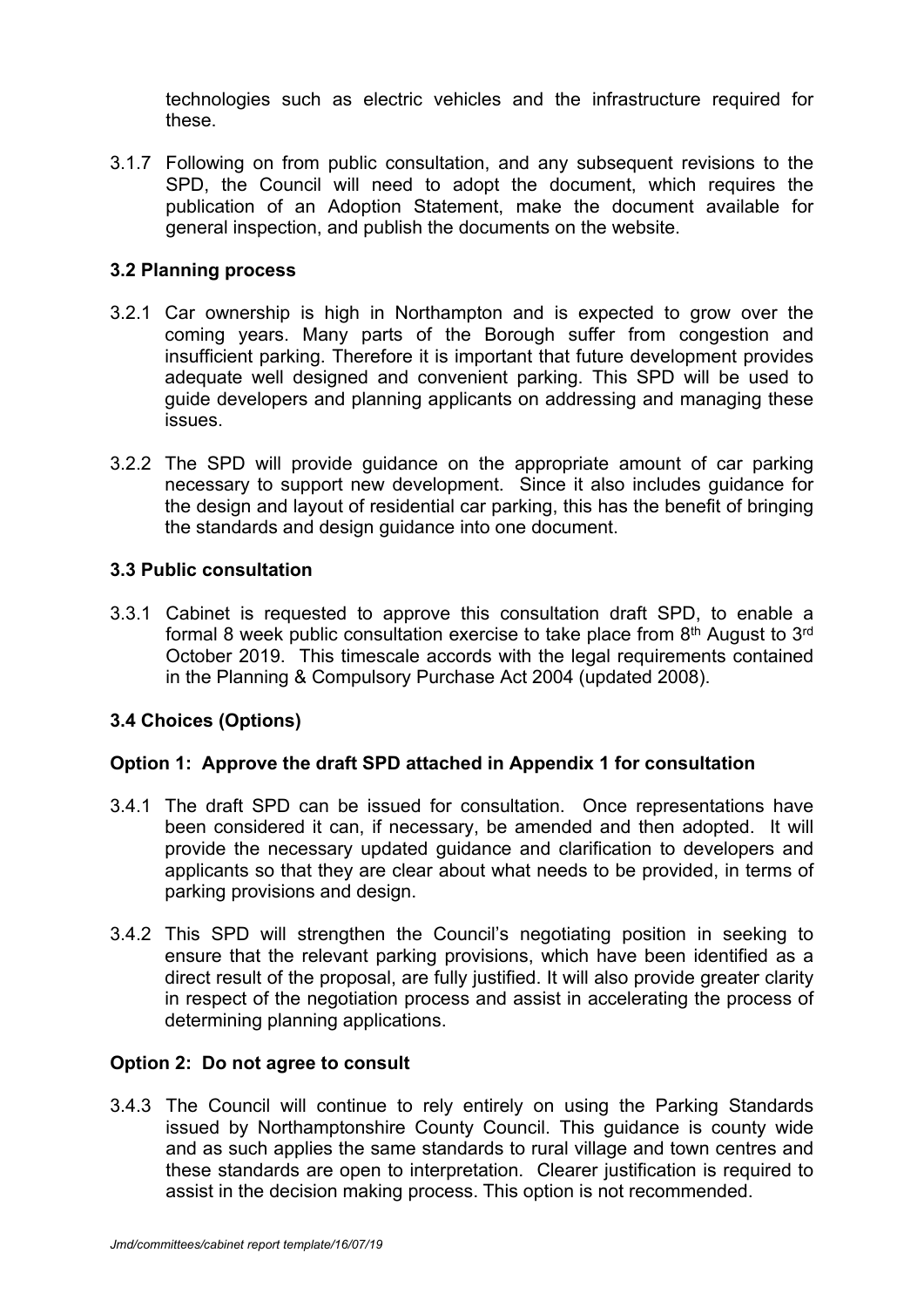technologies such as electric vehicles and the infrastructure required for these.

3.1.7 Following on from public consultation, and any subsequent revisions to the SPD, the Council will need to adopt the document, which requires the publication of an Adoption Statement, make the document available for general inspection, and publish the documents on the website.

### 3.2 Planning process

3.2.1 Car ownership is high in Northampton and is expected to grow over the coming years. Many parts of the Borough suffer from congestion and insufficient parking. Therefore it is important that future development provides adequate well designed and convenient parking. This SPD will be used to guide developers and planning applicants on addressing and managing these issues.

3.2.2 The SPD will provide guidance on the appropriate amount of car parking necessary to support new development. Since it also includes guidance for the design and layout of residential car parking, this has the benefit of bringing the standards and design guidance into one document.

### 3.3 Public consultation

3.3.1 Cabinet is requested to approve this consultation draft SPD, to enable a formal 8 week public consultation exercise to take place from 8th August to 3rd October 2019. This timescale accords with the legal requirements contained in the Planning & Compulsory Purchase Act 2004 (updated 2008).

### 3.4 Choices (Options)

**Option 1: Approve the draft SPD attached in Appendix 1 for consultation**

3.4.1 The draft SPD can be issued for consultation. Once representations have been considered it can, if necessary, be amended and then adopted. It will provide the necessary updated guidance and clarification to developers and applicants so that they are clear about what needs to be provided, in terms of parking provisions and design.

3.4.2 This SPD will strengthen the Council's negotiating position in seeking to ensure that the relevant parking provisions, which have been identified as a direct result of the proposal, are fully justified. It will also provide greater clarity in respect of the negotiation process and assist in accelerating the process of determining planning applications.

**Option 2: Do not agree to consult**

3.4.3 The Council will continue to rely entirely on using the Parking Standards issued by Northamptonshire County Council. This guidance is county wide and as such applies the same standards to rural village and town centres and these standards are open to interpretation. Clearer justification is required to assist in the decision making process. This option is not recommended.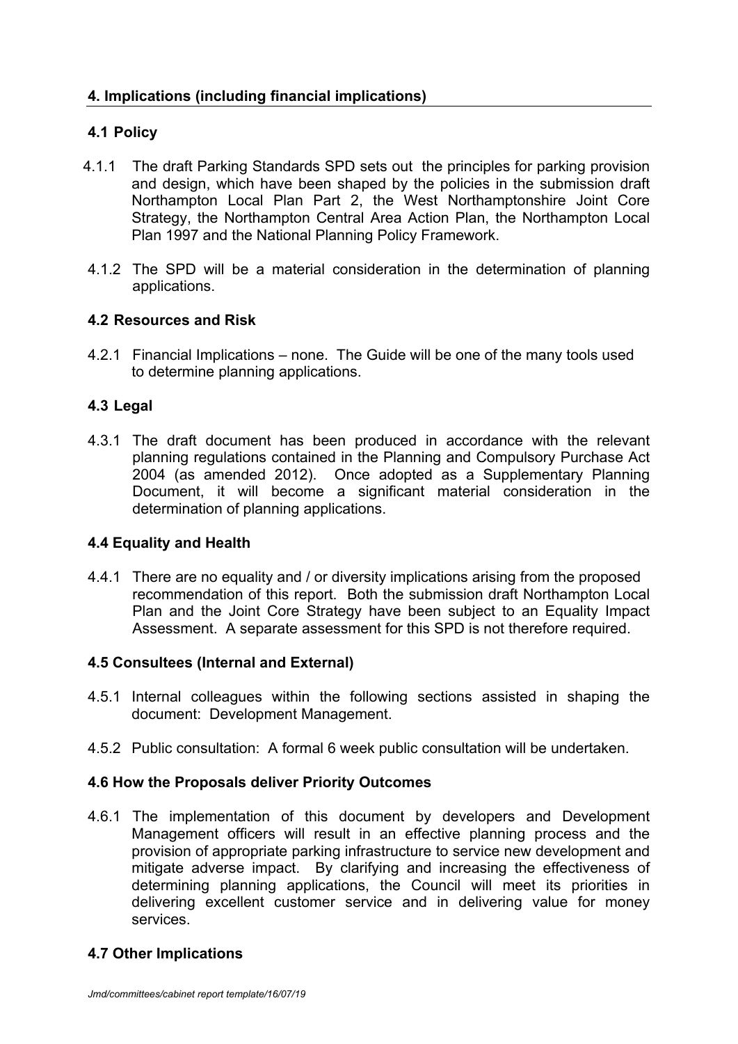## 4. Implications (including financial implications)

### 4.1 Policy

4.1.1 The draft Parking Standards SPD sets out the principles for parking provision and design, which have been shaped by the policies in the submission draft Northampton Local Plan Part 2, the West Northamptonshire Joint Core Strategy, the Northampton Central Area Action Plan, the Northampton Local Plan 1997 and the National Planning Policy Framework.

4.1.2 The SPD will be a material consideration in the determination of planning applications.

### 4.2 Resources and Risk

4.2.1 Financial Implications – none. The Guide will be one of the many tools used to determine planning applications.

### 4.3 Legal

4.3.1 The draft document has been produced in accordance with the relevant planning regulations contained in the Planning and Compulsory Purchase Act 2004 (as amended 2012). Once adopted as a Supplementary Planning Document, it will become a significant material consideration in the determination of planning applications.

### 4.4 Equality and Health

4.4.1 There are no equality and / or diversity implications arising from the proposed recommendation of this report. Both the submission draft Northampton Local Plan and the Joint Core Strategy have been subject to an Equality Impact Assessment. A separate assessment for this SPD is not therefore required.

### 4.5 Consultees (Internal and External)

4.5.1 Internal colleagues within the following sections assisted in shaping the document: Development Management.

4.5.2 Public consultation: A formal 6 week public consultation will be undertaken.

### 4.6 How the Proposals deliver Priority Outcomes

4.6.1 The implementation of this document by developers and Development Management officers will result in an effective planning process and the provision of appropriate parking infrastructure to service new development and mitigate adverse impact. By clarifying and increasing the effectiveness of determining planning applications, the Council will meet its priorities in delivering excellent customer service and in delivering value for money services.

### 4.7 Other Implications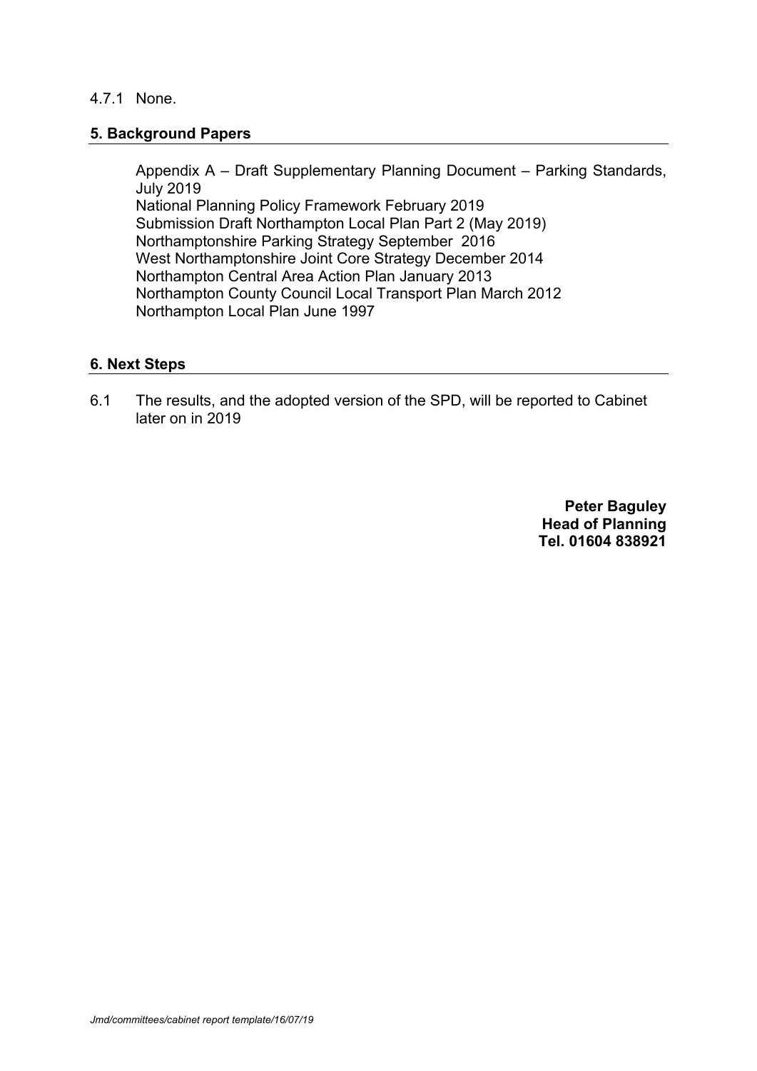4.7.1 None.

## 5. Background Papers

Appendix A – Draft Supplementary Planning Document – Parking Standards, July 2019
National Planning Policy Framework February 2019
Submission Draft Northampton Local Plan Part 2 (May 2019)
Northamptonshire Parking Strategy September 2016
West Northamptonshire Joint Core Strategy December 2014
Northampton Central Area Action Plan January 2013
Northampton County Council Local Transport Plan March 2012
Northampton Local Plan June 1997

## 6. Next Steps

6.1 The results, and the adopted version of the SPD, will be reported to Cabinet later on in 2019

**Peter Baguley**
**Head of Planning**
**Tel. 01604 838921**

*Jmd/committees/cabinet report template/16/07/19*